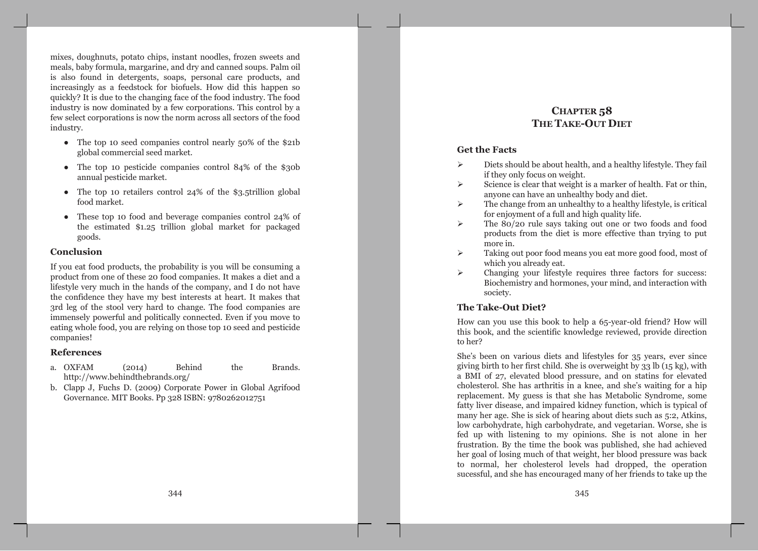mixes, doughnuts, potato chips, instant noodles, frozen sweets and meals, baby formula, margarine, and dry and canned soups. Palm oil is also found in detergents, soaps, personal care products, and increasingly as a feedstock for biofuels. How did this happen so quickly? It is due to the changing face of the food industry. The food industry is now dominated by a few corporations. This control by a few select corporations is now the norm across all sectors of the food industry.

- The top 10 seed companies control nearly 50% of the $21b global commercial seed market.
- The top 10 pesticide companies control 84% of the $30b annual pesticide market.
- The top 10 retailers control 24% of the $3.5trillion global food market.
- These top 10 food and beverage companies control 24% of the estimated $1.25 trillion global market for packaged goods.

### Conclusion

If you eat food products, the probability is you will be consuming a product from one of these 20 food companies. It makes a diet and a lifestyle very much in the hands of the company, and I do not have the confidence they have my best interests at heart. It makes that 3rd leg of the stool very hard to change. The food companies are immensely powerful and politically connected. Even if you move to eating whole food, you are relying on those top 10 seed and pesticide companies!

### References

a. OXFAM (2014) Behind the Brands. http://www.behindthebrands.org/
b. Clapp J, Fuchs D. (2009) Corporate Power in Global Agrifood Governance. MIT Books. Pp 328 ISBN: 9780262012751

## Chapter 58
## The Take-Out Diet

### Get the Facts

- Diets should be about health, and a healthy lifestyle. They fail if they only focus on weight.
- Science is clear that weight is a marker of health. Fat or thin, anyone can have an unhealthy body and diet.
- The change from an unhealthy to a healthy lifestyle, is critical for enjoyment of a full and high quality life.
- The 80/20 rule says taking out one or two foods and food products from the diet is more effective than trying to put more in.
- Taking out poor food means you eat more good food, most of which you already eat.
- Changing your lifestyle requires three factors for success: Biochemistry and hormones, your mind, and interaction with society.

### The Take-Out Diet?

How can you use this book to help a 65-year-old friend? How will this book, and the scientific knowledge reviewed, provide direction to her?

She's been on various diets and lifestyles for 35 years, ever since giving birth to her first child. She is overweight by 33 lb (15 kg), with a BMI of 27, elevated blood pressure, and on statins for elevated cholesterol. She has arthritis in a knee, and she's waiting for a hip replacement. My guess is that she has Metabolic Syndrome, some fatty liver disease, and impaired kidney function, which is typical of many her age. She is sick of hearing about diets such as 5:2, Atkins, low carbohydrate, high carbohydrate, and vegetarian. Worse, she is fed up with listening to my opinions. She is not alone in her frustration. By the time the book was published, she had achieved her goal of losing much of that weight, her blood pressure was back to normal, her cholesterol levels had dropped, the operation sucessful, and she has encouraged many of her friends to take up the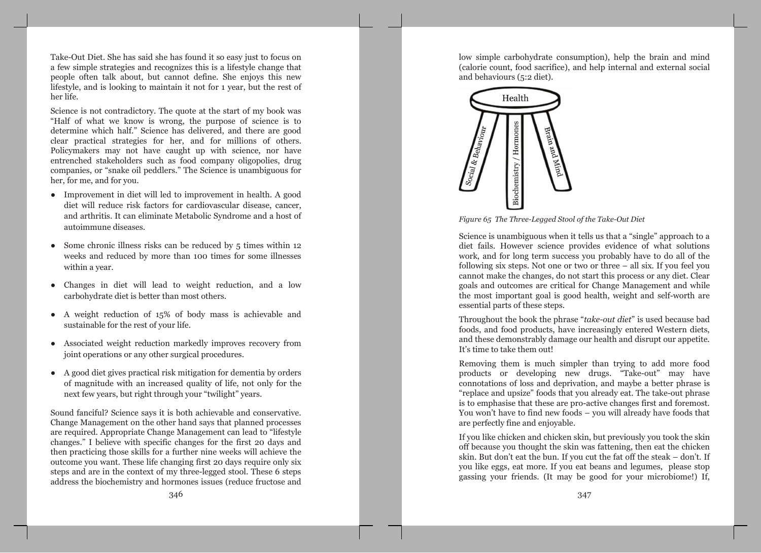Take-Out Diet. She has said she has found it so easy just to focus on a few simple strategies and recognizes this is a lifestyle change that people often talk about, but cannot define. She enjoys this new lifestyle, and is looking to maintain it not for 1 year, but the rest of her life.

Science is not contradictory. The quote at the start of my book was "Half of what we know is wrong, the purpose of science is to determine which half." Science has delivered, and there are good clear practical strategies for her, and for millions of others. Policymakers may not have caught up with science, nor have entrenched stakeholders such as food company oligopolies, drug companies, or "snake oil peddlers." The Science is unambiguous for her, for me, and for you.

- Improvement in diet will led to improvement in health. A good diet will reduce risk factors for cardiovascular disease, cancer, and arthritis. It can eliminate Metabolic Syndrome and a host of autoimmune diseases.
- Some chronic illness risks can be reduced by 5 times within 12 weeks and reduced by more than 100 times for some illnesses within a year.
- Changes in diet will lead to weight reduction, and a low carbohydrate diet is better than most others.
- A weight reduction of 15% of body mass is achievable and sustainable for the rest of your life.
- Associated weight reduction markedly improves recovery from joint operations or any other surgical procedures.
- A good diet gives practical risk mitigation for dementia by orders of magnitude with an increased quality of life, not only for the next few years, but right through your "twilight" years.

Sound fanciful? Science says it is both achievable and conservative. Change Management on the other hand says that planned processes are required. Appropriate Change Management can lead to "lifestyle changes." I believe with specific changes for the first 20 days and then practicing those skills for a further nine weeks will achieve the outcome you want. These life changing first 20 days require only six steps and are in the context of my three-legged stool. These 6 steps address the biochemistry and hormones issues (reduce fructose and low simple carbohydrate consumption), help the brain and mind (calorie count, food sacrifice), and help internal and external social and behaviours (5:2 diet).

Health

Social & Behaviour | Biochemistry / Hormones | Brain and Mind

*Figure 65 The Three-Legged Stool of the Take-Out Diet*

Science is unambiguous when it tells us that a "single" approach to a diet fails. However science provides evidence of what solutions work, and for long term success you probably have to do all of the following six steps. Not one or two or three – all six. If you feel you cannot make the changes, do not start this process or any diet. Clear goals and outcomes are critical for Change Management and while the most important goal is good health, weight and self-worth are essential parts of these steps.

Throughout the book the phrase "*take-out diet*" is used because bad foods, and food products, have increasingly entered Western diets, and these demonstrably damage our health and disrupt our appetite. It's time to take them out!

Removing them is much simpler than trying to add more food products or developing new drugs. "Take-out" may have connotations of loss and deprivation, and maybe a better phrase is "replace and upsize" foods that you already eat. The take-out phrase is to emphasise that these are pro-active changes first and foremost. You won't have to find new foods – you will already have foods that are perfectly fine and enjoyable.

If you like chicken and chicken skin, but previously you took the skin off because you thought the skin was fattening, then eat the chicken skin. But don't eat the bun. If you cut the fat off the steak – don't. If you like eggs, eat more. If you eat beans and legumes, please stop gassing your friends. (It may be good for your microbiome!) If,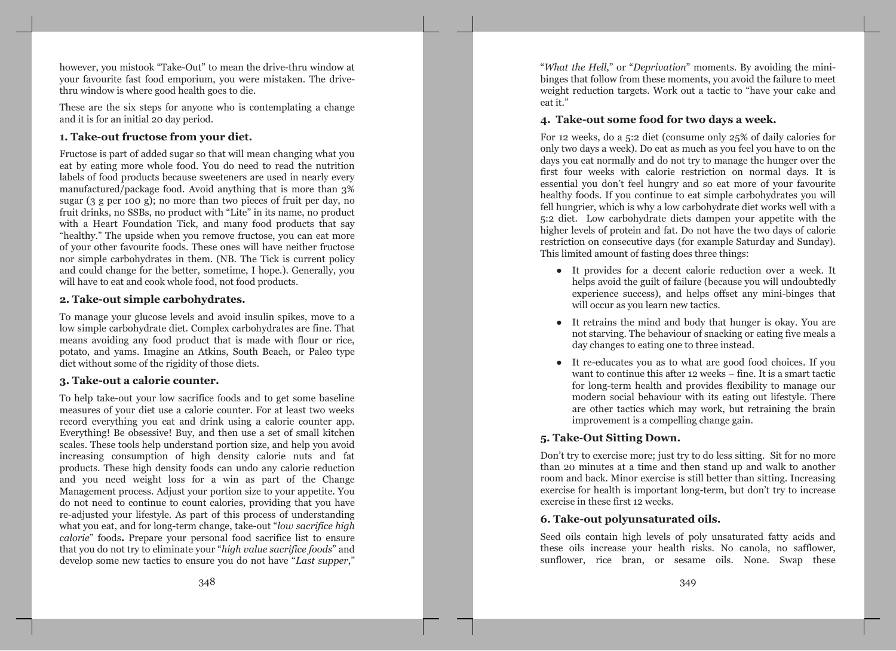however, you mistook "Take-Out" to mean the drive-thru window at your favourite fast food emporium, you were mistaken. The drive-thru window is where good health goes to die.

These are the six steps for anyone who is contemplating a change and it is for an initial 20 day period.

### 1. Take-out fructose from your diet.

Fructose is part of added sugar so that will mean changing what you eat by eating more whole food. You do need to read the nutrition labels of food products because sweeteners are used in nearly every manufactured/package food. Avoid anything that is more than 3% sugar (3 g per 100 g); no more than two pieces of fruit per day, no fruit drinks, no SSBs, no product with "Lite" in its name, no product with a Heart Foundation Tick, and many food products that say "healthy." The upside when you remove fructose, you can eat more of your other favourite foods. These ones will have neither fructose nor simple carbohydrates in them. (NB. The Tick is current policy and could change for the better, sometime, I hope.). Generally, you will have to eat and cook whole food, not food products.

### 2. Take-out simple carbohydrates.

To manage your glucose levels and avoid insulin spikes, move to a low simple carbohydrate diet. Complex carbohydrates are fine. That means avoiding any food product that is made with flour or rice, potato, and yams. Imagine an Atkins, South Beach, or Paleo type diet without some of the rigidity of those diets.

### 3. Take-out a calorie counter.

To help take-out your low sacrifice foods and to get some baseline measures of your diet use a calorie counter. For at least two weeks record everything you eat and drink using a calorie counter app. Everything! Be obsessive! Buy, and then use a set of small kitchen scales. These tools help understand portion size, and help you avoid increasing consumption of high density calorie nuts and fat products. These high density foods can undo any calorie reduction and you need weight loss for a win as part of the Change Management process. Adjust your portion size to your appetite. You do not need to continue to count calories, providing that you have re-adjusted your lifestyle. As part of this process of understanding what you eat, and for long-term change, take-out "*low sacrifice high calorie*" foods**.** Prepare your personal food sacrifice list to ensure that you do not try to eliminate your "*high value sacrifice foods*" and develop some new tactics to ensure you do not have "*Last supper*," "*What the Hell*," or "*Deprivation*" moments. By avoiding the mini-binges that follow from these moments, you avoid the failure to meet weight reduction targets. Work out a tactic to "have your cake and eat it."

### 4. Take-out some food for two days a week.

For 12 weeks, do a 5:2 diet (consume only 25% of daily calories for only two days a week). Do eat as much as you feel you have to on the days you eat normally and do not try to manage the hunger over the first four weeks with calorie restriction on normal days. It is essential you don't feel hungry and so eat more of your favourite healthy foods. If you continue to eat simple carbohydrates you will fell hungrier, which is why a low carbohydrate diet works well with a 5:2 diet. Low carbohydrate diets dampen your appetite with the higher levels of protein and fat. Do not have the two days of calorie restriction on consecutive days (for example Saturday and Sunday). This limited amount of fasting does three things:

- It provides for a decent calorie reduction over a week. It helps avoid the guilt of failure (because you will undoubtedly experience success), and helps offset any mini-binges that will occur as you learn new tactics.
- It retrains the mind and body that hunger is okay. You are not starving. The behaviour of snacking or eating five meals a day changes to eating one to three instead.
- It re-educates you as to what are good food choices. If you want to continue this after 12 weeks – fine. It is a smart tactic for long-term health and provides flexibility to manage our modern social behaviour with its eating out lifestyle. There are other tactics which may work, but retraining the brain improvement is a compelling change gain.

### 5. Take-Out Sitting Down.

Don't try to exercise more; just try to do less sitting. Sit for no more than 20 minutes at a time and then stand up and walk to another room and back. Minor exercise is still better than sitting. Increasing exercise for health is important long-term, but don't try to increase exercise in these first 12 weeks.

### 6. Take-out polyunsaturated oils.

Seed oils contain high levels of poly unsaturated fatty acids and these oils increase your health risks. No canola, no safflower, sunflower, rice bran, or sesame oils. None. Swap these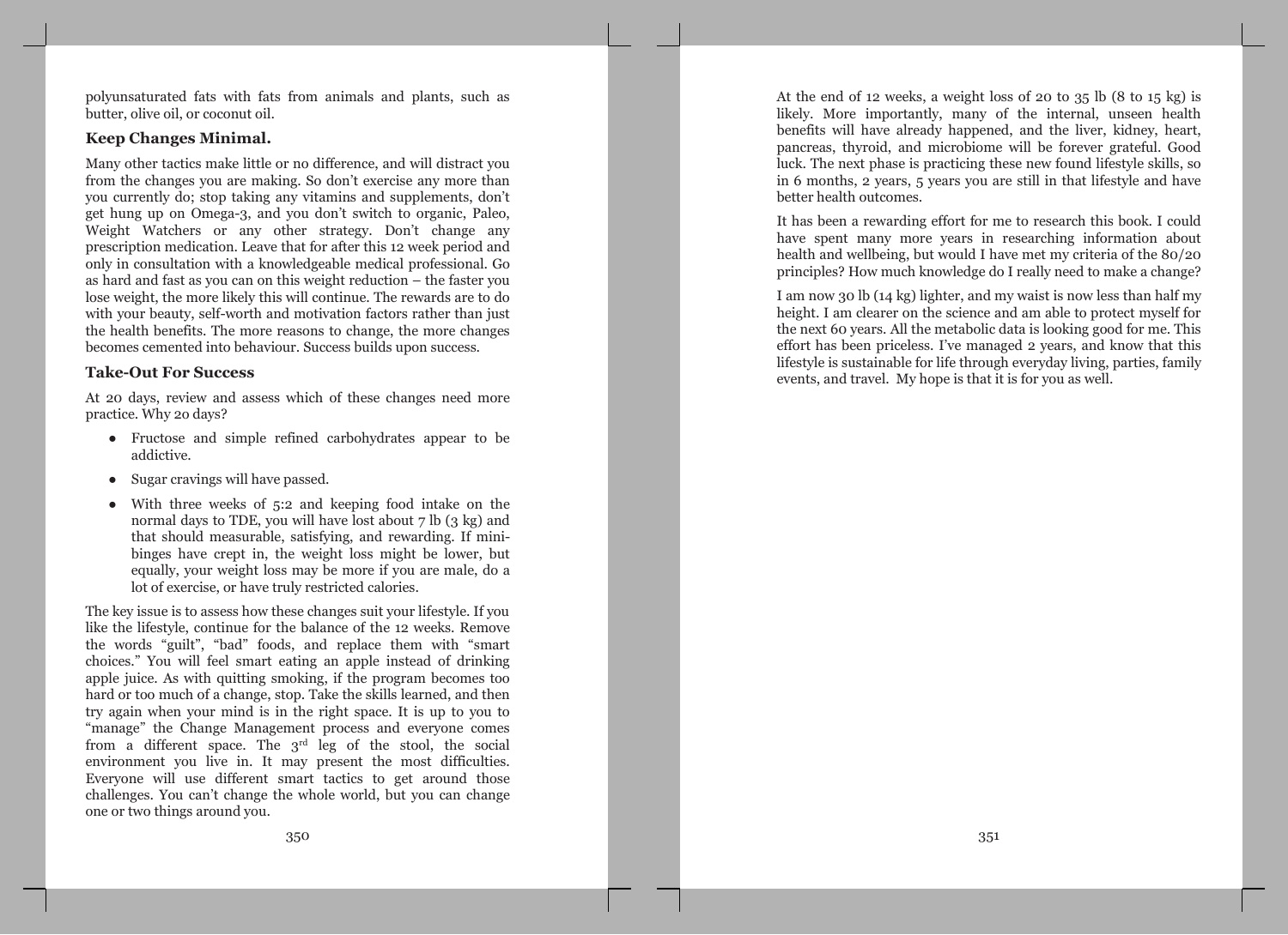polyunsaturated fats with fats from animals and plants, such as butter, olive oil, or coconut oil.

### Keep Changes Minimal.

Many other tactics make little or no difference, and will distract you from the changes you are making. So don't exercise any more than you currently do; stop taking any vitamins and supplements, don't get hung up on Omega-3, and you don't switch to organic, Paleo, Weight Watchers or any other strategy. Don't change any prescription medication. Leave that for after this 12 week period and only in consultation with a knowledgeable medical professional. Go as hard and fast as you can on this weight reduction – the faster you lose weight, the more likely this will continue. The rewards are to do with your beauty, self-worth and motivation factors rather than just the health benefits. The more reasons to change, the more changes becomes cemented into behaviour. Success builds upon success.

### Take-Out For Success

At 20 days, review and assess which of these changes need more practice. Why 20 days?

- Fructose and simple refined carbohydrates appear to be addictive.
- Sugar cravings will have passed.
- With three weeks of 5:2 and keeping food intake on the normal days to TDE, you will have lost about 7 lb (3 kg) and that should measurable, satisfying, and rewarding. If mini-binges have crept in, the weight loss might be lower, but equally, your weight loss may be more if you are male, do a lot of exercise, or have truly restricted calories.

The key issue is to assess how these changes suit your lifestyle. If you like the lifestyle, continue for the balance of the 12 weeks. Remove the words "guilt", "bad" foods, and replace them with "smart choices." You will feel smart eating an apple instead of drinking apple juice. As with quitting smoking, if the program becomes too hard or too much of a change, stop. Take the skills learned, and then try again when your mind is in the right space. It is up to you to "manage" the Change Management process and everyone comes from a different space. The 3rd leg of the stool, the social environment you live in. It may present the most difficulties. Everyone will use different smart tactics to get around those challenges. You can't change the whole world, but you can change one or two things around you.

At the end of 12 weeks, a weight loss of 20 to 35 lb (8 to 15 kg) is likely. More importantly, many of the internal, unseen health benefits will have already happened, and the liver, kidney, heart, pancreas, thyroid, and microbiome will be forever grateful. Good luck. The next phase is practicing these new found lifestyle skills, so in 6 months, 2 years, 5 years you are still in that lifestyle and have better health outcomes.

It has been a rewarding effort for me to research this book. I could have spent many more years in researching information about health and wellbeing, but would I have met my criteria of the 80/20 principles? How much knowledge do I really need to make a change?

I am now 30 lb (14 kg) lighter, and my waist is now less than half my height. I am clearer on the science and am able to protect myself for the next 60 years. All the metabolic data is looking good for me. This effort has been priceless. I've managed 2 years, and know that this lifestyle is sustainable for life through everyday living, parties, family events, and travel. My hope is that it is for you as well.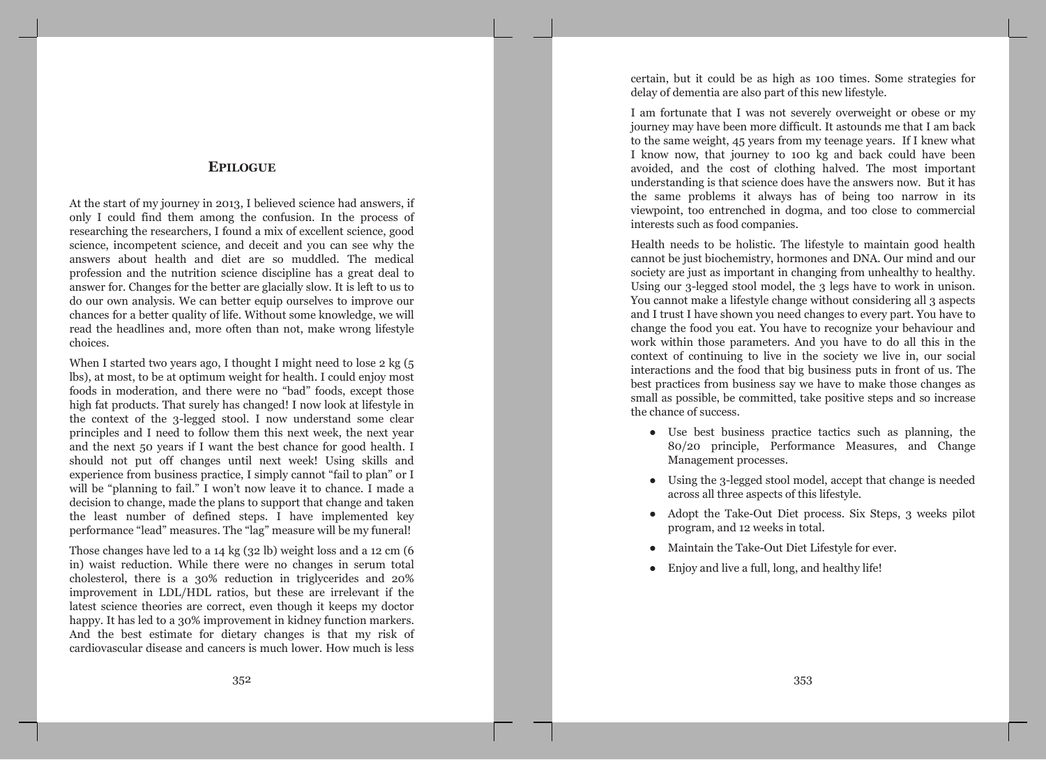## EPILOGUE

At the start of my journey in 2013, I believed science had answers, if only I could find them among the confusion. In the process of researching the researchers, I found a mix of excellent science, good science, incompetent science, and deceit and you can see why the answers about health and diet are so muddled. The medical profession and the nutrition science discipline has a great deal to answer for. Changes for the better are glacially slow. It is left to us to do our own analysis. We can better equip ourselves to improve our chances for a better quality of life. Without some knowledge, we will read the headlines and, more often than not, make wrong lifestyle choices.

When I started two years ago, I thought I might need to lose 2 kg (5 lbs), at most, to be at optimum weight for health. I could enjoy most foods in moderation, and there were no "bad" foods, except those high fat products. That surely has changed! I now look at lifestyle in the context of the 3-legged stool. I now understand some clear principles and I need to follow them this next week, the next year and the next 50 years if I want the best chance for good health. I should not put off changes until next week! Using skills and experience from business practice, I simply cannot "fail to plan" or I will be "planning to fail." I won't now leave it to chance. I made a decision to change, made the plans to support that change and taken the least number of defined steps. I have implemented key performance "lead" measures. The "lag" measure will be my funeral!

Those changes have led to a 14 kg (32 lb) weight loss and a 12 cm (6 in) waist reduction. While there were no changes in serum total cholesterol, there is a 30% reduction in triglycerides and 20% improvement in LDL/HDL ratios, but these are irrelevant if the latest science theories are correct, even though it keeps my doctor happy. It has led to a 30% improvement in kidney function markers. And the best estimate for dietary changes is that my risk of cardiovascular disease and cancers is much lower. How much is less certain, but it could be as high as 100 times. Some strategies for delay of dementia are also part of this new lifestyle.

I am fortunate that I was not severely overweight or obese or my journey may have been more difficult. It astounds me that I am back to the same weight, 45 years from my teenage years. If I knew what I know now, that journey to 100 kg and back could have been avoided, and the cost of clothing halved. The most important understanding is that science does have the answers now. But it has the same problems it always has of being too narrow in its viewpoint, too entrenched in dogma, and too close to commercial interests such as food companies.

Health needs to be holistic. The lifestyle to maintain good health cannot be just biochemistry, hormones and DNA. Our mind and our society are just as important in changing from unhealthy to healthy. Using our 3-legged stool model, the 3 legs have to work in unison. You cannot make a lifestyle change without considering all 3 aspects and I trust I have shown you need changes to every part. You have to change the food you eat. You have to recognize your behaviour and work within those parameters. And you have to do all this in the context of continuing to live in the society we live in, our social interactions and the food that big business puts in front of us. The best practices from business say we have to make those changes as small as possible, be committed, take positive steps and so increase the chance of success.

- Use best business practice tactics such as planning, the 80/20 principle, Performance Measures, and Change Management processes.
- Using the 3-legged stool model, accept that change is needed across all three aspects of this lifestyle.
- Adopt the Take-Out Diet process. Six Steps, 3 weeks pilot program, and 12 weeks in total.
- Maintain the Take-Out Diet Lifestyle for ever.
- Enjoy and live a full, long, and healthy life!